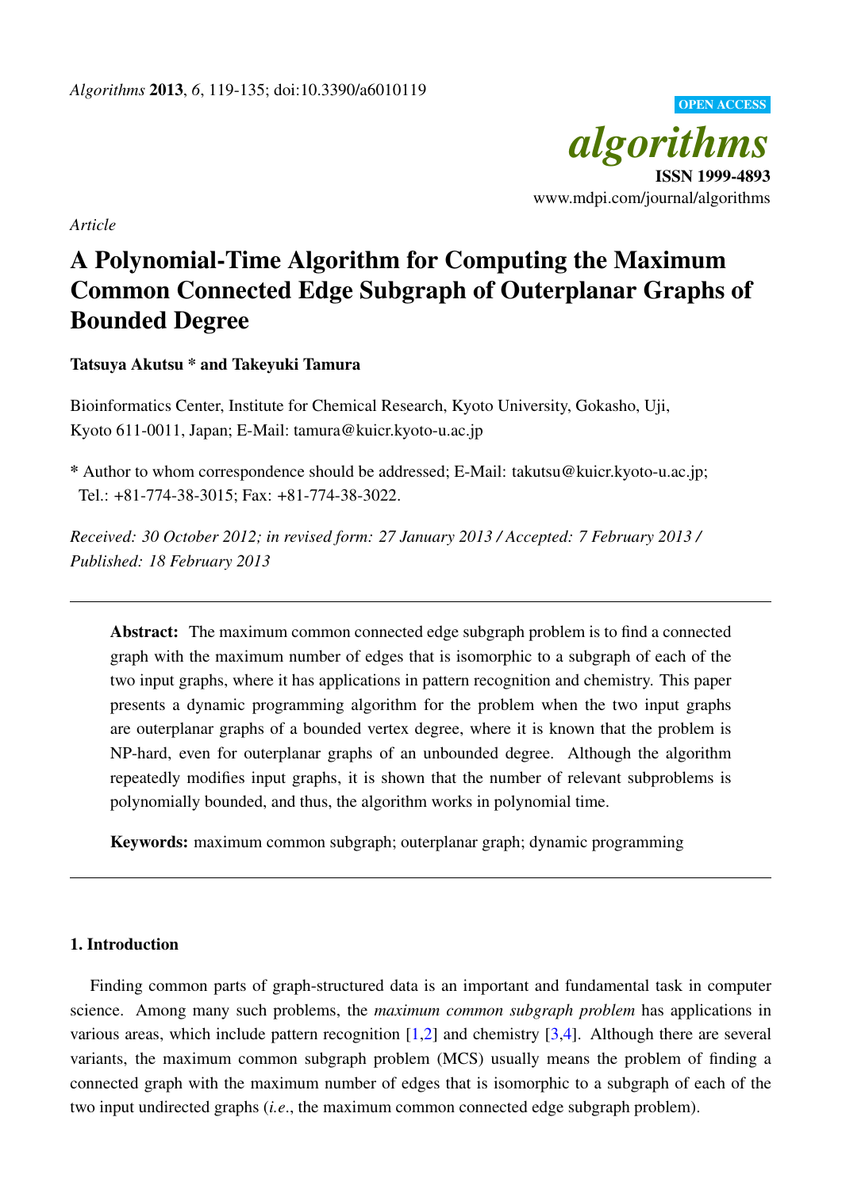*Article*

# A Polynomial-Time Algorithm for Computing the Maximum Common Connected Edge Subgraph of Outerplanar Graphs of Bounded Degree

**Tatsuya Akutsu * and Takeyuki Tamura**

Bioinformatics Center, Institute for Chemical Research, Kyoto University, Gokasho, Uji, Kyoto 611-0011, Japan; E-Mail: tamura@kuicr.kyoto-u.ac.jp

* Author to whom correspondence should be addressed; E-Mail: takutsu@kuicr.kyoto-u.ac.jp; Tel.: +81-774-38-3015; Fax: +81-774-38-3022.

*Received: 30 October 2012; in revised form: 27 January 2013 / Accepted: 7 February 2013 / Published: 18 February 2013*

---

**Abstract:** The maximum common connected edge subgraph problem is to find a connected graph with the maximum number of edges that is isomorphic to a subgraph of each of the two input graphs, where it has applications in pattern recognition and chemistry. This paper presents a dynamic programming algorithm for the problem when the two input graphs are outerplanar graphs of a bounded vertex degree, where it is known that the problem is NP-hard, even for outerplanar graphs of an unbounded degree. Although the algorithm repeatedly modifies input graphs, it is shown that the number of relevant subproblems is polynomially bounded, and thus, the algorithm works in polynomial time.

**Keywords:** maximum common subgraph; outerplanar graph; dynamic programming

---

## 1. Introduction

Finding common parts of graph-structured data is an important and fundamental task in computer science. Among many such problems, the *maximum common subgraph problem* has applications in various areas, which include pattern recognition [1,2] and chemistry [3,4]. Although there are several variants, the maximum common subgraph problem (MCS) usually means the problem of finding a connected graph with the maximum number of edges that is isomorphic to a subgraph of each of the two input undirected graphs (*i.e.*, the maximum common connected edge subgraph problem).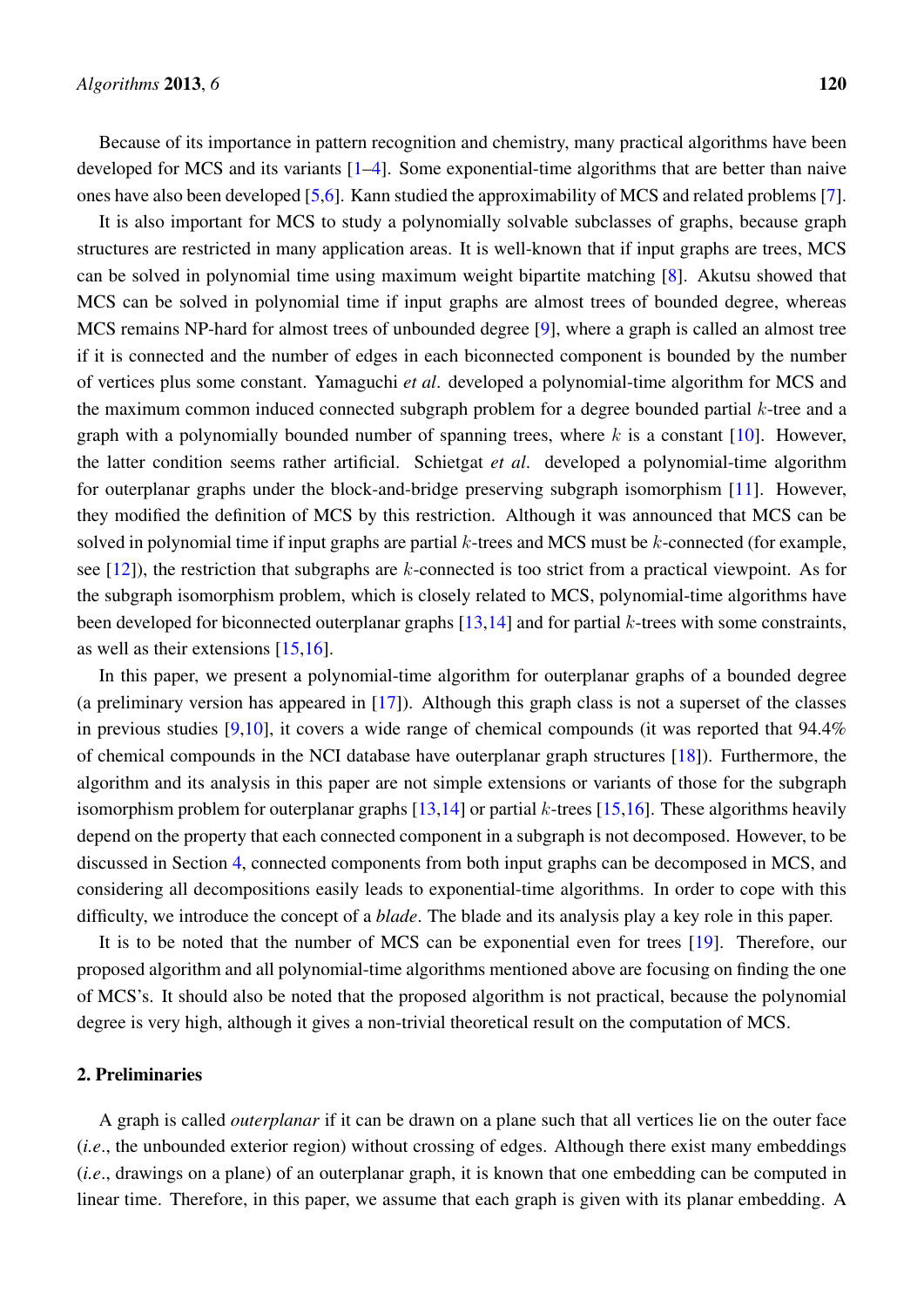Because of its importance in pattern recognition and chemistry, many practical algorithms have been developed for MCS and its variants [1–4]. Some exponential-time algorithms that are better than naive ones have also been developed [5,6]. Kann studied the approximability of MCS and related problems [7].

It is also important for MCS to study a polynomially solvable subclasses of graphs, because graph structures are restricted in many application areas. It is well-known that if input graphs are trees, MCS can be solved in polynomial time using maximum weight bipartite matching [8]. Akutsu showed that MCS can be solved in polynomial time if input graphs are almost trees of bounded degree, whereas MCS remains NP-hard for almost trees of unbounded degree [9], where a graph is called an almost tree if it is connected and the number of edges in each biconnected component is bounded by the number of vertices plus some constant. Yamaguchi *et al*. developed a polynomial-time algorithm for MCS and the maximum common induced connected subgraph problem for a degree bounded partial $k$-tree and a graph with a polynomially bounded number of spanning trees, where $k$ is a constant [10]. However, the latter condition seems rather artificial. Schietgat *et al*. developed a polynomial-time algorithm for outerplanar graphs under the block-and-bridge preserving subgraph isomorphism [11]. However, they modified the definition of MCS by this restriction. Although it was announced that MCS can be solved in polynomial time if input graphs are partial $k$-trees and MCS must be $k$-connected (for example, see [12]), the restriction that subgraphs are $k$-connected is too strict from a practical viewpoint. As for the subgraph isomorphism problem, which is closely related to MCS, polynomial-time algorithms have been developed for biconnected outerplanar graphs [13,14] and for partial $k$-trees with some constraints, as well as their extensions [15,16].

In this paper, we present a polynomial-time algorithm for outerplanar graphs of a bounded degree (a preliminary version has appeared in [17]). Although this graph class is not a superset of the classes in previous studies [9,10], it covers a wide range of chemical compounds (it was reported that 94.4% of chemical compounds in the NCI database have outerplanar graph structures [18]). Furthermore, the algorithm and its analysis in this paper are not simple extensions or variants of those for the subgraph isomorphism problem for outerplanar graphs [13,14] or partial $k$-trees [15,16]. These algorithms heavily depend on the property that each connected component in a subgraph is not decomposed. However, to be discussed in Section 4, connected components from both input graphs can be decomposed in MCS, and considering all decompositions easily leads to exponential-time algorithms. In order to cope with this difficulty, we introduce the concept of a *blade*. The blade and its analysis play a key role in this paper.

It is to be noted that the number of MCS can be exponential even for trees [19]. Therefore, our proposed algorithm and all polynomial-time algorithms mentioned above are focusing on finding the one of MCS's. It should also be noted that the proposed algorithm is not practical, because the polynomial degree is very high, although it gives a non-trivial theoretical result on the computation of MCS.

## 2. Preliminaries

A graph is called *outerplanar* if it can be drawn on a plane such that all vertices lie on the outer face (*i.e.*, the unbounded exterior region) without crossing of edges. Although there exist many embeddings (*i.e.*, drawings on a plane) of an outerplanar graph, it is known that one embedding can be computed in linear time. Therefore, in this paper, we assume that each graph is given with its planar embedding. A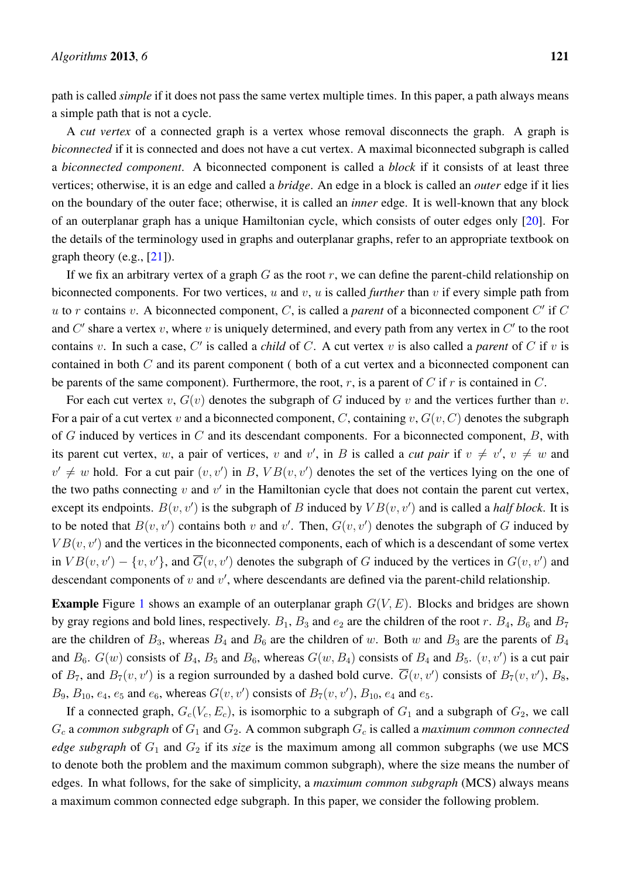path is called *simple* if it does not pass the same vertex multiple times. In this paper, a path always means a simple path that is not a cycle.

A *cut vertex* of a connected graph is a vertex whose removal disconnects the graph. A graph is *biconnected* if it is connected and does not have a cut vertex. A maximal biconnected subgraph is called a *biconnected component*. A biconnected component is called a *block* if it consists of at least three vertices; otherwise, it is an edge and called a *bridge*. An edge in a block is called an *outer* edge if it lies on the boundary of the outer face; otherwise, it is called an *inner* edge. It is well-known that any block of an outerplanar graph has a unique Hamiltonian cycle, which consists of outer edges only [20]. For the details of the terminology used in graphs and outerplanar graphs, refer to an appropriate textbook on graph theory (e.g., [21]).

If we fix an arbitrary vertex of a graph $G$ as the root $r$, we can define the parent-child relationship on biconnected components. For two vertices, $u$ and $v$, $u$ is called *further* than $v$ if every simple path from $u$ to $r$ contains $v$. A biconnected component, $C$, is called a *parent* of a biconnected component $C'$ if $C$ and $C'$ share a vertex $v$, where $v$ is uniquely determined, and every path from any vertex in $C'$ to the root contains $v$. In such a case, $C'$ is called a *child* of $C$. A cut vertex $v$ is also called a *parent* of $C$ if $v$ is contained in both $C$ and its parent component ( both of a cut vertex and a biconnected component can be parents of the same component). Furthermore, the root, $r$, is a parent of $C$ if $r$ is contained in $C$.

For each cut vertex $v$, $G(v)$ denotes the subgraph of $G$ induced by $v$ and the vertices further than $v$. For a pair of a cut vertex $v$ and a biconnected component, $C$, containing $v$, $G(v, C)$ denotes the subgraph of $G$ induced by vertices in $C$ and its descendant components. For a biconnected component, $B$, with its parent cut vertex, $w$, a pair of vertices, $v$ and $v'$, in $B$ is called a *cut pair* if $v \neq v'$, $v \neq w$ and $v' \neq w$ hold. For a cut pair $(v, v')$ in $B$, $VB(v, v')$ denotes the set of the vertices lying on the one of the two paths connecting $v$ and $v'$ in the Hamiltonian cycle that does not contain the parent cut vertex, except its endpoints. $B(v, v')$ is the subgraph of $B$ induced by $VB(v, v')$ and is called a *half block*. It is to be noted that $B(v, v')$ contains both $v$ and $v'$. Then, $G(v, v')$ denotes the subgraph of $G$ induced by $VB(v, v')$ and the vertices in the biconnected components, each of which is a descendant of some vertex in $VB(v, v') - \{v, v'\}$, and $\overline{G}(v, v')$ denotes the subgraph of $G$ induced by the vertices in $G(v, v')$ and descendant components of $v$ and $v'$, where descendants are defined via the parent-child relationship.

**Example** Figure 1 shows an example of an outerplanar graph $G(V, E)$. Blocks and bridges are shown by gray regions and bold lines, respectively. $B_1$, $B_3$ and $e_2$ are the children of the root $r$. $B_4$, $B_6$ and $B_7$ are the children of $B_3$, whereas $B_4$ and $B_6$ are the children of $w$. Both $w$ and $B_3$ are the parents of $B_4$ and $B_6$. $G(w)$ consists of $B_4$, $B_5$ and $B_6$, whereas $G(w, B_4)$ consists of $B_4$ and $B_5$. $(v, v')$ is a cut pair of $B_7$, and $B_7(v, v')$ is a region surrounded by a dashed bold curve. $\overline{G}(v, v')$ consists of $B_7(v, v')$, $B_8$, $B_9$, $B_{10}$, $e_4$, $e_5$ and $e_6$, whereas $G(v, v')$ consists of $B_7(v, v')$, $B_{10}$, $e_4$ and $e_5$.

If a connected graph, $G_c(V_c, E_c)$, is isomorphic to a subgraph of $G_1$ and a subgraph of $G_2$, we call $G_c$ a *common subgraph* of $G_1$ and $G_2$. A common subgraph $G_c$ is called a *maximum common connected edge subgraph* of $G_1$ and $G_2$ if its *size* is the maximum among all common subgraphs (we use MCS to denote both the problem and the maximum common subgraph), where the size means the number of edges. In what follows, for the sake of simplicity, a *maximum common subgraph* (MCS) always means a maximum common connected edge subgraph. In this paper, we consider the following problem.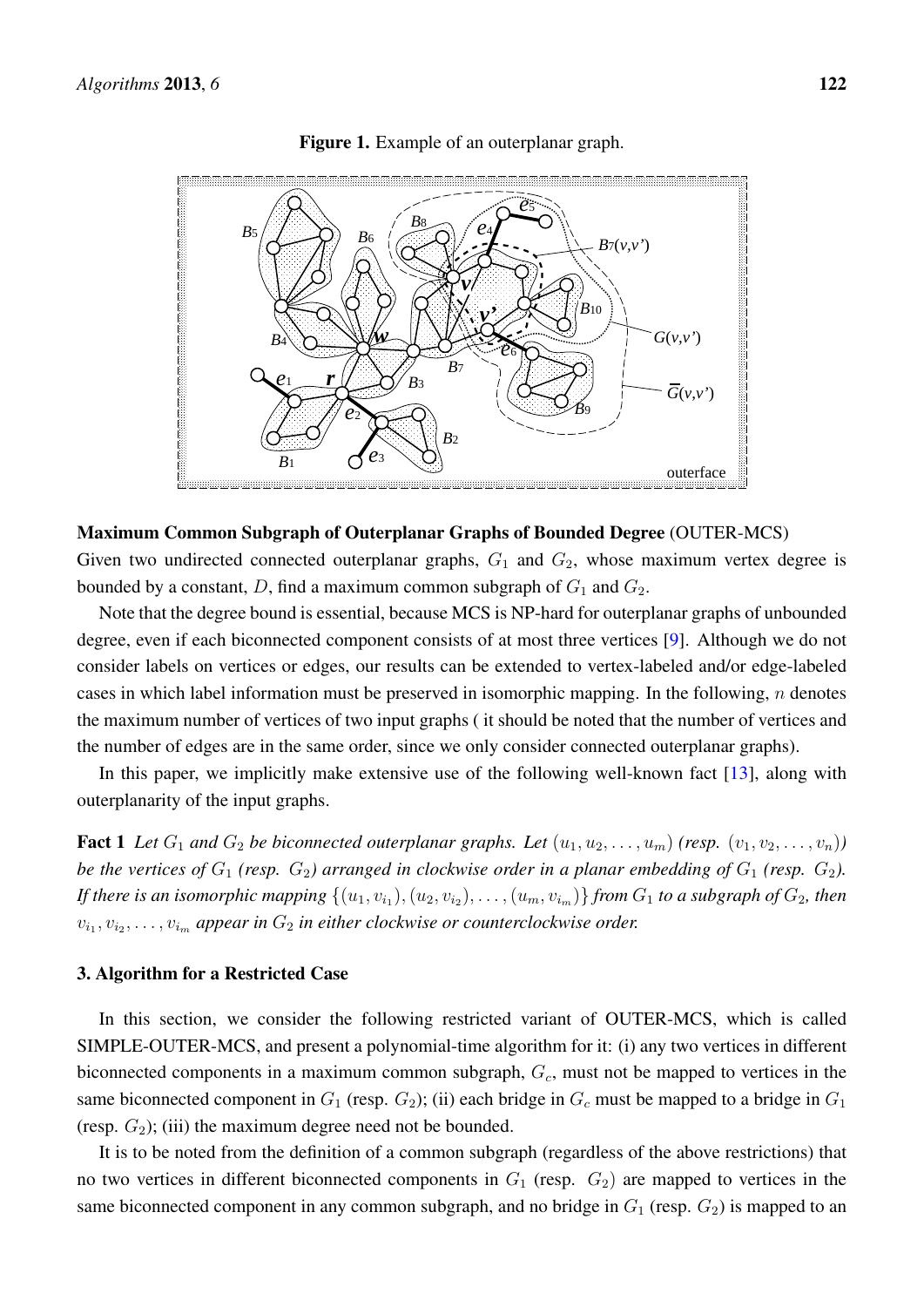**Figure 1.** Example of an outerplanar graph.

**Maximum Common Subgraph of Outerplanar Graphs of Bounded Degree** (OUTER-MCS)
Given two undirected connected outerplanar graphs, $G_1$ and $G_2$, whose maximum vertex degree is bounded by a constant, $D$, find a maximum common subgraph of $G_1$ and $G_2$.

Note that the degree bound is essential, because MCS is NP-hard for outerplanar graphs of unbounded degree, even if each biconnected component consists of at most three vertices [9]. Although we do not consider labels on vertices or edges, our results can be extended to vertex-labeled and/or edge-labeled cases in which label information must be preserved in isomorphic mapping. In the following, $n$ denotes the maximum number of vertices of two input graphs ( it should be noted that the number of vertices and the number of edges are in the same order, since we only consider connected outerplanar graphs).

In this paper, we implicitly make extensive use of the following well-known fact [13], along with outerplanarity of the input graphs.

**Fact 1** *Let $G_1$ and $G_2$ be biconnected outerplanar graphs. Let $(u_1, u_2, \ldots, u_m)$ (resp. $(v_1, v_2, \ldots, v_n)$) be the vertices of $G_1$ (resp. $G_2$) arranged in clockwise order in a planar embedding of $G_1$ (resp. $G_2$). If there is an isomorphic mapping $\{(u_1, v_{i_1}), (u_2, v_{i_2}), \ldots, (u_m, v_{i_m})\}$ from $G_1$ to a subgraph of $G_2$, then $v_{i_1}, v_{i_2}, \ldots, v_{i_m}$ appear in $G_2$ in either clockwise or counterclockwise order.*

## 3. Algorithm for a Restricted Case

In this section, we consider the following restricted variant of OUTER-MCS, which is called SIMPLE-OUTER-MCS, and present a polynomial-time algorithm for it: (i) any two vertices in different biconnected components in a maximum common subgraph, $G_c$, must not be mapped to vertices in the same biconnected component in $G_1$ (resp. $G_2$); (ii) each bridge in $G_c$ must be mapped to a bridge in $G_1$ (resp. $G_2$); (iii) the maximum degree need not be bounded.

It is to be noted from the definition of a common subgraph (regardless of the above restrictions) that no two vertices in different biconnected components in $G_1$ (resp. $G_2$) are mapped to vertices in the same biconnected component in any common subgraph, and no bridge in $G_1$ (resp. $G_2$) is mapped to an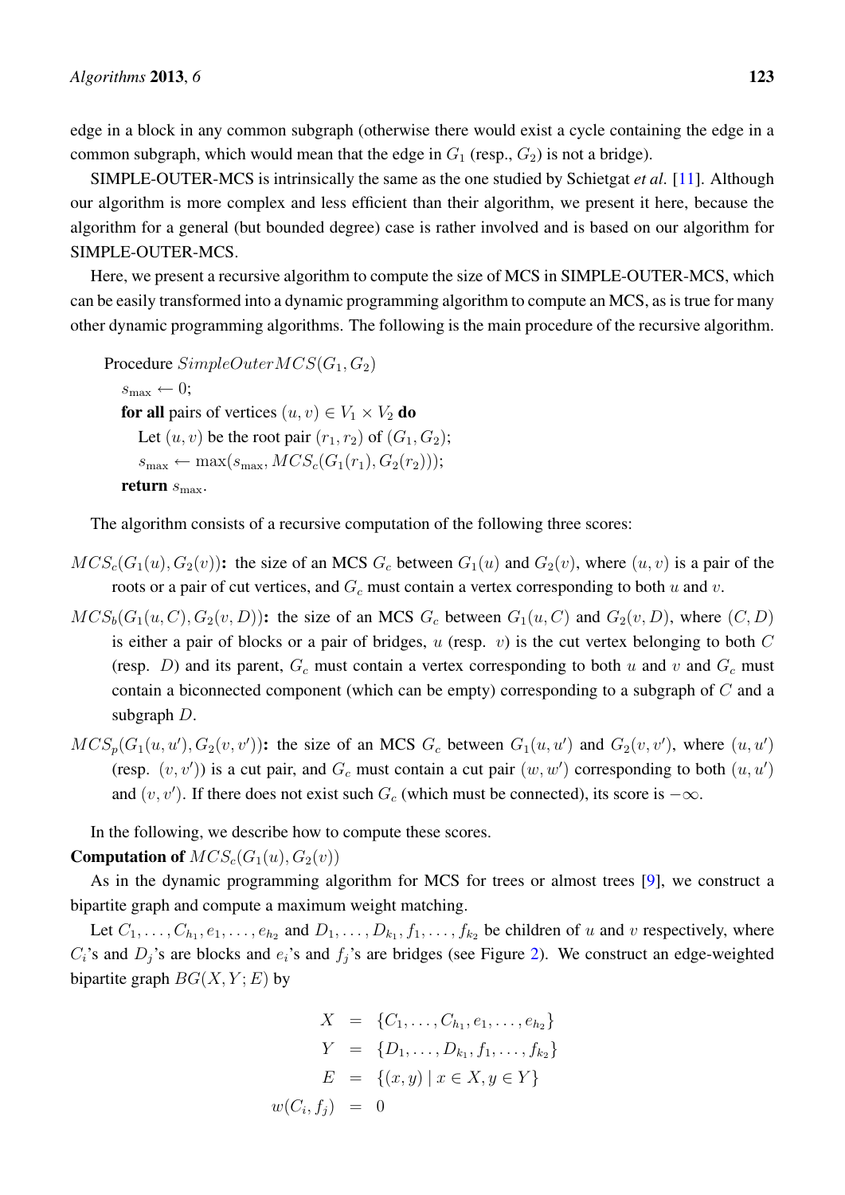edge in a block in any common subgraph (otherwise there would exist a cycle containing the edge in a common subgraph, which would mean that the edge in $G_1$ (resp., $G_2$) is not a bridge).

SIMPLE-OUTER-MCS is intrinsically the same as the one studied by Schietgat *et al*. [11]. Although our algorithm is more complex and less efficient than their algorithm, we present it here, because the algorithm for a general (but bounded degree) case is rather involved and is based on our algorithm for SIMPLE-OUTER-MCS.

Here, we present a recursive algorithm to compute the size of MCS in SIMPLE-OUTER-MCS, which can be easily transformed into a dynamic programming algorithm to compute an MCS, as is true for many other dynamic programming algorithms. The following is the main procedure of the recursive algorithm.

Procedure $SimpleOuterMCS(G_1, G_2)$
  $s_{\max} \leftarrow 0$;
  **for all** pairs of vertices $(u, v) \in V_1 \times V_2$ **do**
    Let $(u, v)$ be the root pair $(r_1, r_2)$ of $(G_1, G_2)$;
    $s_{\max} \leftarrow \max(s_{\max}, MCS_c(G_1(r_1), G_2(r_2)))$;
  **return** $s_{\max}$.

The algorithm consists of a recursive computation of the following three scores:

$MCS_c(G_1(u), G_2(v))$**:** the size of an MCS $G_c$ between $G_1(u)$ and $G_2(v)$, where $(u, v)$ is a pair of the roots or a pair of cut vertices, and $G_c$ must contain a vertex corresponding to both $u$ and $v$.

$MCS_b(G_1(u, C), G_2(v, D))$**:** the size of an MCS $G_c$ between $G_1(u, C)$ and $G_2(v, D)$, where $(C, D)$ is either a pair of blocks or a pair of bridges, $u$ (resp. $v$) is the cut vertex belonging to both $C$ (resp. $D$) and its parent, $G_c$ must contain a vertex corresponding to both $u$ and $v$ and $G_c$ must contain a biconnected component (which can be empty) corresponding to a subgraph of $C$ and a subgraph $D$.

$MCS_p(G_1(u, u'), G_2(v, v'))$**:** the size of an MCS $G_c$ between $G_1(u, u')$ and $G_2(v, v')$, where $(u, u')$ (resp. $(v, v')$) is a cut pair, and $G_c$ must contain a cut pair $(w, w')$ corresponding to both $(u, u')$ and $(v, v')$. If there does not exist such $G_c$ (which must be connected), its score is $-\infty$.

In the following, we describe how to compute these scores.

**Computation of** $MCS_c(G_1(u), G_2(v))$

As in the dynamic programming algorithm for MCS for trees or almost trees [9], we construct a bipartite graph and compute a maximum weight matching.

Let $C_1, \ldots, C_{h_1}, e_1, \ldots, e_{h_2}$ and $D_1, \ldots, D_{k_1}, f_1, \ldots, f_{k_2}$ be children of $u$ and $v$ respectively, where $C_i$'s and $D_j$'s are blocks and $e_i$'s and $f_j$'s are bridges (see Figure 2). We construct an edge-weighted bipartite graph $BG(X, Y; E)$ by

$$
\begin{aligned}
X &= \{C_1, \ldots, C_{h_1}, e_1, \ldots, e_{h_2}\} \\
Y &= \{D_1, \ldots, D_{k_1}, f_1, \ldots, f_{k_2}\} \\
E &= \{(x, y) \mid x \in X, y \in Y\} \\
w(C_i, f_j) &= 0
\end{aligned}
$$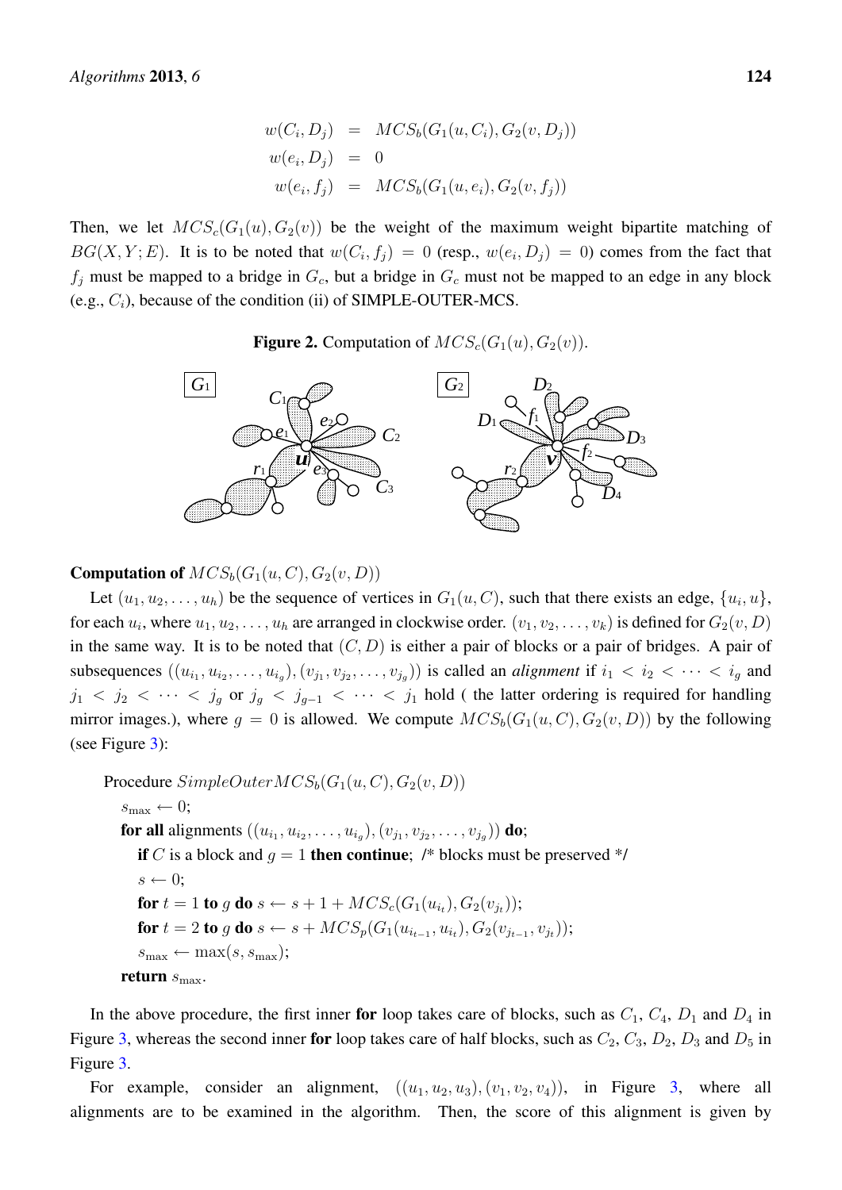$$
\begin{aligned}
w(C_i, D_j) &= MCS_b(G_1(u, C_i), G_2(v, D_j)) \\
w(e_i, D_j) &= 0 \\
w(e_i, f_j) &= MCS_b(G_1(u, e_i), G_2(v, f_j))
\end{aligned}
$$

Then, we let $MCS_c(G_1(u), G_2(v))$ be the weight of the maximum weight bipartite matching of $BG(X, Y; E)$. It is to be noted that $w(C_i, f_j) = 0$ (resp., $w(e_i, D_j) = 0$) comes from the fact that $f_j$ must be mapped to a bridge in $G_c$, but a bridge in $G_c$ must not be mapped to an edge in any block (e.g., $C_i$), because of the condition (ii) of SIMPLE-OUTER-MCS.

**Figure 2.** Computation of $MCS_c(G_1(u), G_2(v))$.

**Computation of** $MCS_b(G_1(u, C), G_2(v, D))$

Let $(u_1, u_2, \ldots, u_h)$ be the sequence of vertices in $G_1(u, C)$, such that there exists an edge, $\{u_i, u\}$, for each $u_i$, where $u_1, u_2, \ldots, u_h$ are arranged in clockwise order. $(v_1, v_2, \ldots, v_k)$ is defined for $G_2(v, D)$ in the same way. It is to be noted that $(C, D)$ is either a pair of blocks or a pair of bridges. A pair of subsequences $((u_{i_1}, u_{i_2}, \ldots, u_{i_g}), (v_{j_1}, v_{j_2}, \ldots, v_{j_g}))$ is called an *alignment* if $i_1 < i_2 < \cdots < i_g$ and $j_1 < j_2 < \cdots < j_g$ or $j_g < j_{g-1} < \cdots < j_1$ hold ( the latter ordering is required for handling mirror images.), where $g = 0$ is allowed. We compute $MCS_b(G_1(u, C), G_2(v, D))$ by the following (see Figure 3):

Procedure $SimpleOuterMCS_b(G_1(u, C), G_2(v, D))$
  $s_{\max} \leftarrow 0$;
  **for all** alignments $((u_{i_1}, u_{i_2}, \ldots, u_{i_g}), (v_{j_1}, v_{j_2}, \ldots, v_{j_g}))$ **do**;
    **if** $C$ is a block and $g = 1$ **then continue**; /* blocks must be preserved */
    $s \leftarrow 0$;
    **for** $t = 1$ **to** $g$ **do** $s \leftarrow s + 1 + MCS_c(G_1(u_{i_t}), G_2(v_{j_t}))$;
    **for** $t = 2$ **to** $g$ **do** $s \leftarrow s + MCS_p(G_1(u_{i_{t-1}}, u_{i_t}), G_2(v_{j_{t-1}}, v_{j_t}))$;
    $s_{\max} \leftarrow \max(s, s_{\max})$;
  **return** $s_{\max}$.

In the above procedure, the first inner **for** loop takes care of blocks, such as $C_1$, $C_4$, $D_1$ and $D_4$ in Figure 3, whereas the second inner **for** loop takes care of half blocks, such as $C_2$, $C_3$, $D_2$, $D_3$ and $D_5$ in Figure 3.

For example, consider an alignment, $((u_1, u_2, u_3), (v_1, v_2, v_4))$, in Figure 3, where all alignments are to be examined in the algorithm. Then, the score of this alignment is given by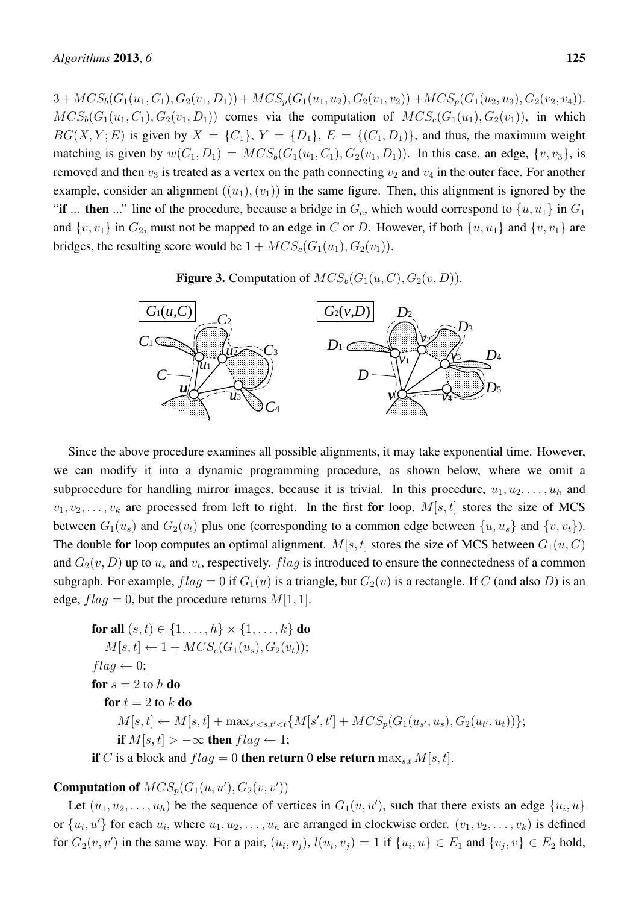$3 + MCS_b(G_1(u_1, C_1), G_2(v_1, D_1)) + MCS_p(G_1(u_1, u_2), G_2(v_1, v_2)) + MCS_p(G_1(u_2, u_3), G_2(v_2, v_4))$. $MCS_b(G_1(u_1, C_1), G_2(v_1, D_1))$ comes via the computation of $MCS_c(G_1(u_1), G_2(v_1))$, in which $BG(X, Y; E)$ is given by $X = \{C_1\}$, $Y = \{D_1\}$, $E = \{(C_1, D_1)\}$, and thus, the maximum weight matching is given by $w(C_1, D_1) = MCS_b(G_1(u_1, C_1), G_2(v_1, D_1))$. In this case, an edge, $\{v, v_3\}$, is removed and then $v_3$ is treated as a vertex on the path connecting $v_2$ and $v_4$ in the outer face. For another example, consider an alignment $((u_1), (v_1))$ in the same figure. Then, this alignment is ignored by the "**if** ... **then** ..." line of the procedure, because a bridge in $G_c$, which would correspond to $\{u, u_1\}$ in $G_1$ and $\{v, v_1\}$ in $G_2$, must not be mapped to an edge in $C$ or $D$. However, if both $\{u, u_1\}$ and $\{v, v_1\}$ are bridges, the resulting score would be $1 + MCS_c(G_1(u_1), G_2(v_1))$.

**Figure 3.** Computation of $MCS_b(G_1(u, C), G_2(v, D))$.

Since the above procedure examines all possible alignments, it may take exponential time. However, we can modify it into a dynamic programming procedure, as shown below, where we omit a subprocedure for handling mirror images, because it is trivial. In this procedure, $u_1, u_2, \ldots, u_h$ and $v_1, v_2, \ldots, v_k$ are processed from left to right. In the first **for** loop, $M[s, t]$ stores the size of MCS between $G_1(u_s)$ and $G_2(v_t)$ plus one (corresponding to a common edge between $\{u, u_s\}$ and $\{v, v_t\}$). The double **for** loop computes an optimal alignment. $M[s, t]$ stores the size of MCS between $G_1(u, C)$ and $G_2(v, D)$ up to $u_s$ and $v_t$, respectively. $flag$ is introduced to ensure the connectedness of a common subgraph. For example, $flag = 0$ if $G_1(u)$ is a triangle, but $G_2(v)$ is a rectangle. If $C$ (and also $D$) is an edge, $flag = 0$, but the procedure returns $M[1, 1]$.

> **for all** $(s, t) \in \{1, \ldots, h\} \times \{1, \ldots, k\}$ **do**
> &nbsp;&nbsp;&nbsp;&nbsp;$M[s, t] \leftarrow 1 + MCS_c(G_1(u_s), G_2(v_t))$;
> $flag \leftarrow 0$;
> **for** $s = 2$ to $h$ **do**
> &nbsp;&nbsp;&nbsp;&nbsp;**for** $t = 2$ to $k$ **do**
> &nbsp;&nbsp;&nbsp;&nbsp;&nbsp;&nbsp;&nbsp;&nbsp;$M[s, t] \leftarrow M[s, t] + \max_{s' < s, t' < t}\{M[s', t'] + MCS_p(G_1(u_{s'}, u_s), G_2(u_{t'}, u_t))\}$;
> &nbsp;&nbsp;&nbsp;&nbsp;&nbsp;&nbsp;&nbsp;&nbsp;**if** $M[s, t] > -\infty$ **then** $flag \leftarrow 1$;
> **if** $C$ is a block and $flag = 0$ **then return** 0 **else return** $\max_{s,t} M[s, t]$.

**Computation of** $MCS_p(G_1(u, u'), G_2(v, v'))$

Let $(u_1, u_2, \ldots, u_h)$ be the sequence of vertices in $G_1(u, u')$, such that there exists an edge $\{u_i, u\}$ or $\{u_i, u'\}$ for each $u_i$, where $u_1, u_2, \ldots, u_h$ are arranged in clockwise order. $(v_1, v_2, \ldots, v_k)$ is defined for $G_2(v, v')$ in the same way. For a pair, $(u_i, v_j)$, $l(u_i, v_j) = 1$ if $\{u_i, u\} \in E_1$ and $\{v_j, v\} \in E_2$ hold,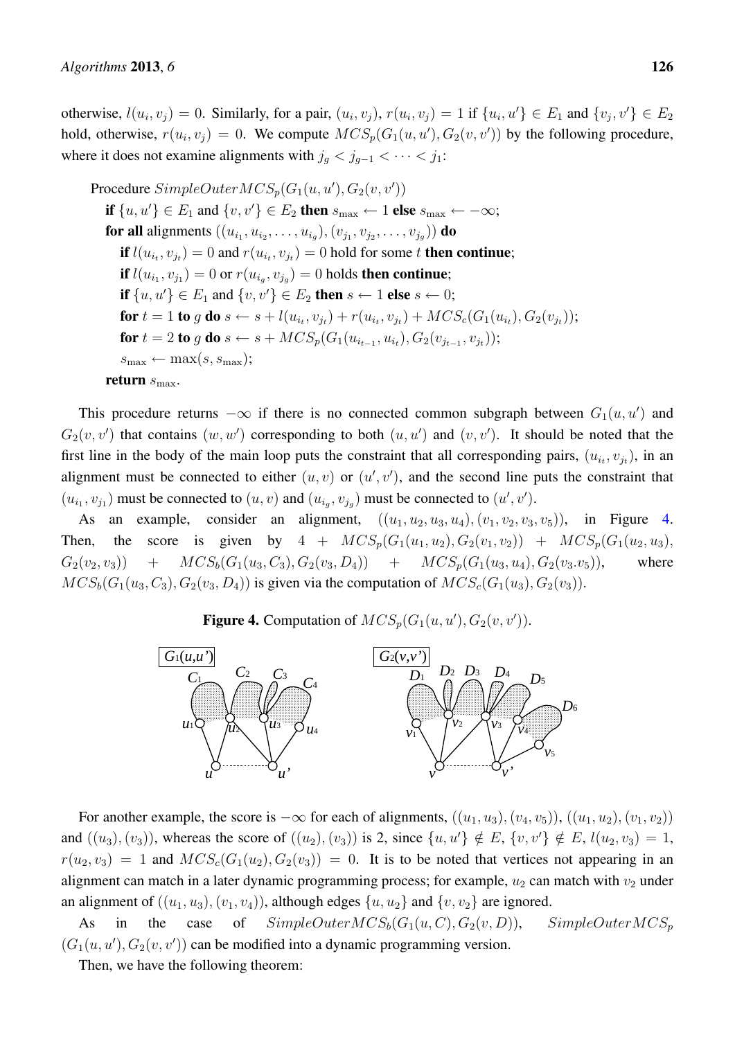otherwise, $l(u_i, v_j) = 0$. Similarly, for a pair, $(u_i, v_j)$, $r(u_i, v_j) = 1$ if $\{u_i, u'\} \in E_1$ and $\{v_j, v'\} \in E_2$ hold, otherwise, $r(u_i, v_j) = 0$. We compute $MCS_p(G_1(u, u'), G_2(v, v'))$ by the following procedure, where it does not examine alignments with $j_g < j_{g-1} < \cdots < j_1$:

Procedure $SimpleOuterMCS_p(G_1(u, u'), G_2(v, v'))$
  **if** $\{u, u'\} \in E_1$ and $\{v, v'\} \in E_2$ **then** $s_{\max} \leftarrow 1$ **else** $s_{\max} \leftarrow -\infty$;
  **for all** alignments $((u_{i_1}, u_{i_2}, \ldots, u_{i_g}), (v_{j_1}, v_{j_2}, \ldots, v_{j_g}))$ **do**
    **if** $l(u_{i_t}, v_{j_t}) = 0$ and $r(u_{i_t}, v_{j_t}) = 0$ hold for some $t$ **then continue**;
    **if** $l(u_{i_1}, v_{j_1}) = 0$ or $r(u_{i_g}, v_{j_g}) = 0$ holds **then continue**;
    **if** $\{u, u'\} \in E_1$ and $\{v, v'\} \in E_2$ **then** $s \leftarrow 1$ **else** $s \leftarrow 0$;
    **for** $t = 1$ **to** $g$ **do** $s \leftarrow s + l(u_{i_t}, v_{j_t}) + r(u_{i_t}, v_{j_t}) + MCS_c(G_1(u_{i_t}), G_2(v_{j_t}))$;
    **for** $t = 2$ **to** $g$ **do** $s \leftarrow s + MCS_p(G_1(u_{i_{t-1}}, u_{i_t}), G_2(v_{j_{t-1}}, v_{j_t}))$;
    $s_{\max} \leftarrow \max(s, s_{\max})$;
  **return** $s_{\max}$.

This procedure returns $-\infty$ if there is no connected common subgraph between $G_1(u, u')$ and $G_2(v, v')$ that contains $(w, w')$ corresponding to both $(u, u')$ and $(v, v')$. It should be noted that the first line in the body of the main loop puts the constraint that all corresponding pairs, $(u_{i_t}, v_{j_t})$, in an alignment must be connected to either $(u, v)$ or $(u', v')$, and the second line puts the constraint that $(u_{i_1}, v_{j_1})$ must be connected to $(u, v)$ and $(u_{i_g}, v_{j_g})$ must be connected to $(u', v')$.

As an example, consider an alignment, $((u_1, u_2, u_3, u_4), (v_1, v_2, v_3, v_5))$, in Figure 4. Then, the score is given by $4 + MCS_p(G_1(u_1, u_2), G_2(v_1, v_2)) + MCS_p(G_1(u_2, u_3), G_2(v_2, v_3)) + MCS_b(G_1(u_3, C_3), G_2(v_3, D_4)) + MCS_p(G_1(u_3, u_4), G_2(v_3.v_5))$, where $MCS_b(G_1(u_3, C_3), G_2(v_3, D_4))$ is given via the computation of $MCS_c(G_1(u_3), G_2(v_3))$.

**Figure 4.** Computation of $MCS_p(G_1(u, u'), G_2(v, v'))$.

For another example, the score is $-\infty$ for each of alignments, $((u_1, u_3), (v_4, v_5))$, $((u_1, u_2), (v_1, v_2))$ and $((u_3), (v_3))$, whereas the score of $((u_2), (v_3))$ is 2, since $\{u, u'\} \notin E$, $\{v, v'\} \notin E$, $l(u_2, v_3) = 1$, $r(u_2, v_3) = 1$ and $MCS_c(G_1(u_2), G_2(v_3)) = 0$. It is to be noted that vertices not appearing in an alignment can match in a later dynamic programming process; for example, $u_2$ can match with $v_2$ under an alignment of $((u_1, u_3), (v_1, v_4))$, although edges $\{u, u_2\}$ and $\{v, v_2\}$ are ignored.

As in the case of $SimpleOuterMCS_b(G_1(u, C), G_2(v, D))$, $SimpleOuterMCS_p(G_1(u, u'), G_2(v, v'))$ can be modified into a dynamic programming version.

Then, we have the following theorem: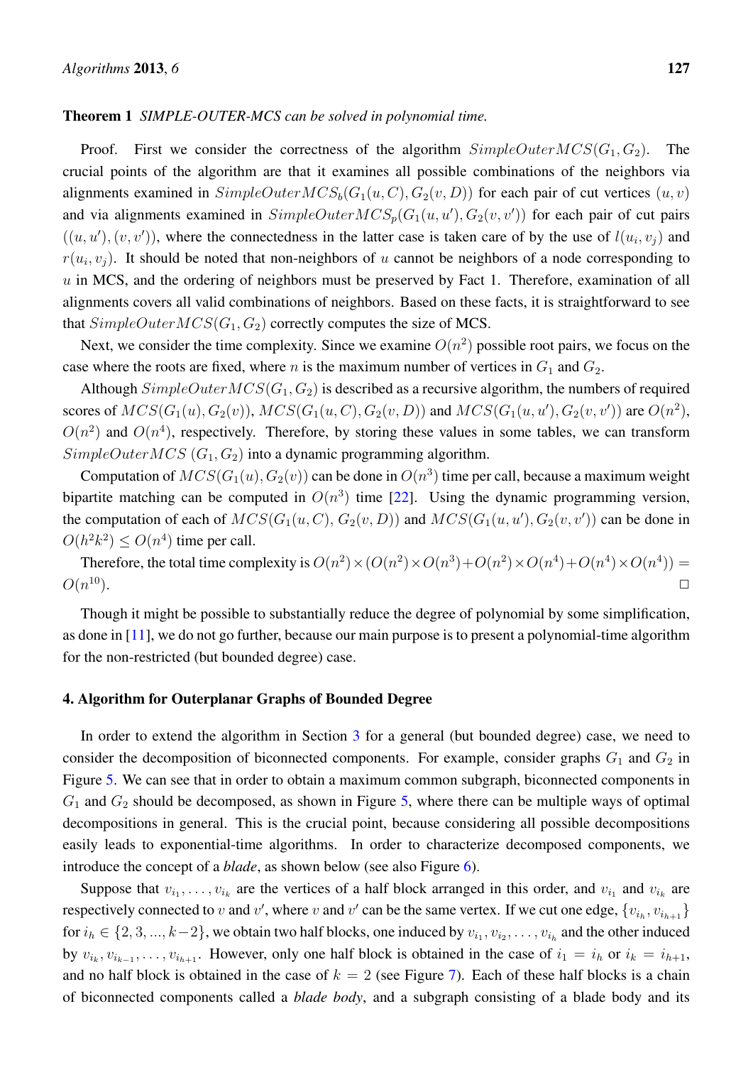**Theorem 1** *SIMPLE-OUTER-MCS can be solved in polynomial time.*

Proof. First we consider the correctness of the algorithm $SimpleOuterMCS(G_1, G_2)$. The crucial points of the algorithm are that it examines all possible combinations of the neighbors via alignments examined in $SimpleOuterMCS_b(G_1(u, C), G_2(v, D))$ for each pair of cut vertices $(u, v)$ and via alignments examined in $SimpleOuterMCS_p(G_1(u, u'), G_2(v, v'))$ for each pair of cut pairs $((u, u'), (v, v'))$, where the connectedness in the latter case is taken care of by the use of $l(u_i, v_j)$ and $r(u_i, v_j)$. It should be noted that non-neighbors of $u$ cannot be neighbors of a node corresponding to $u$ in MCS, and the ordering of neighbors must be preserved by Fact 1. Therefore, examination of all alignments covers all valid combinations of neighbors. Based on these facts, it is straightforward to see that $SimpleOuterMCS(G_1, G_2)$ correctly computes the size of MCS.

Next, we consider the time complexity. Since we examine $O(n^2)$ possible root pairs, we focus on the case where the roots are fixed, where $n$ is the maximum number of vertices in $G_1$ and $G_2$.

Although $SimpleOuterMCS(G_1, G_2)$ is described as a recursive algorithm, the numbers of required scores of $MCS(G_1(u), G_2(v))$, $MCS(G_1(u, C), G_2(v, D))$ and $MCS(G_1(u, u'), G_2(v, v'))$ are $O(n^2)$, $O(n^2)$ and $O(n^4)$, respectively. Therefore, by storing these values in some tables, we can transform $SimpleOuterMCS\ (G_1, G_2)$ into a dynamic programming algorithm.

Computation of $MCS(G_1(u), G_2(v))$ can be done in $O(n^3)$ time per call, because a maximum weight bipartite matching can be computed in $O(n^3)$ time [22]. Using the dynamic programming version, the computation of each of $MCS(G_1(u, C), G_2(v, D))$ and $MCS(G_1(u, u'), G_2(v, v'))$ can be done in $O(h^2k^2) \leq O(n^4)$ time per call.

Therefore, the total time complexity is $O(n^2) \times (O(n^2) \times O(n^3) + O(n^2) \times O(n^4) + O(n^4) \times O(n^4)) = O(n^{10})$. □

Though it might be possible to substantially reduce the degree of polynomial by some simplification, as done in [11], we do not go further, because our main purpose is to present a polynomial-time algorithm for the non-restricted (but bounded degree) case.

## 4. Algorithm for Outerplanar Graphs of Bounded Degree

In order to extend the algorithm in Section 3 for a general (but bounded degree) case, we need to consider the decomposition of biconnected components. For example, consider graphs $G_1$ and $G_2$ in Figure 5. We can see that in order to obtain a maximum common subgraph, biconnected components in $G_1$ and $G_2$ should be decomposed, as shown in Figure 5, where there can be multiple ways of optimal decompositions in general. This is the crucial point, because considering all possible decompositions easily leads to exponential-time algorithms. In order to characterize decomposed components, we introduce the concept of a *blade*, as shown below (see also Figure 6).

Suppose that $v_{i_1}, \ldots, v_{i_k}$ are the vertices of a half block arranged in this order, and $v_{i_1}$ and $v_{i_k}$ are respectively connected to $v$ and $v'$, where $v$ and $v'$ can be the same vertex. If we cut one edge, $\{v_{i_h}, v_{i_{h+1}}\}$ for $i_h \in \{2, 3, ..., k-2\}$, we obtain two half blocks, one induced by $v_{i_1}, v_{i_2}, \ldots, v_{i_h}$ and the other induced by $v_{i_k}, v_{i_{k-1}}, \ldots, v_{i_{h+1}}$. However, only one half block is obtained in the case of $i_1 = i_h$ or $i_k = i_{h+1}$, and no half block is obtained in the case of $k = 2$ (see Figure 7). Each of these half blocks is a chain of biconnected components called a *blade body*, and a subgraph consisting of a blade body and its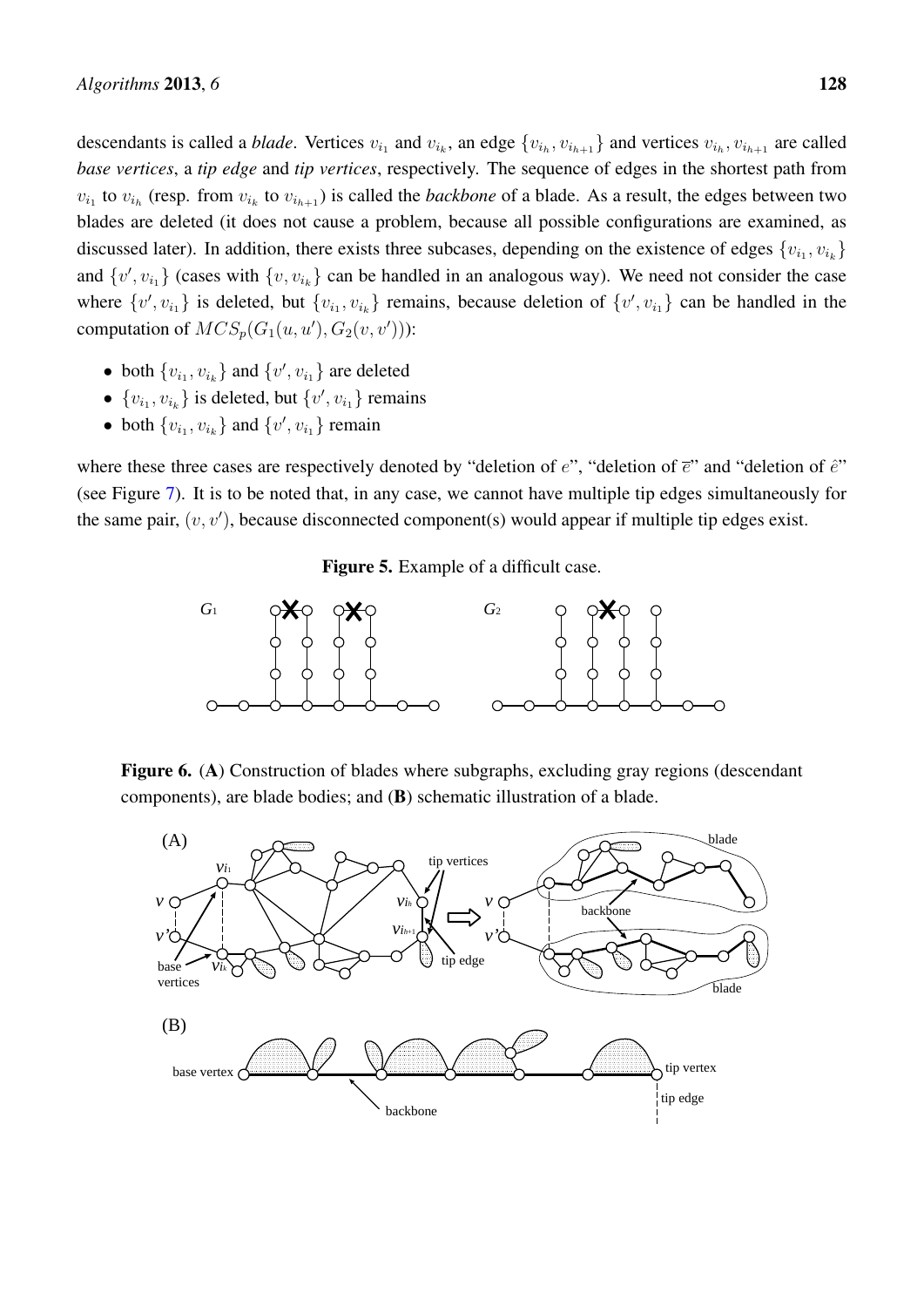descendants is called a *blade*. Vertices $v_{i_1}$ and $v_{i_k}$, an edge $\{v_{i_h}, v_{i_{h+1}}\}$ and vertices $v_{i_h}, v_{i_{h+1}}$ are called *base vertices*, a *tip edge* and *tip vertices*, respectively. The sequence of edges in the shortest path from $v_{i_1}$ to $v_{i_h}$ (resp. from $v_{i_k}$ to $v_{i_{h+1}}$) is called the *backbone* of a blade. As a result, the edges between two blades are deleted (it does not cause a problem, because all possible configurations are examined, as discussed later). In addition, there exists three subcases, depending on the existence of edges $\{v_{i_1}, v_{i_k}\}$ and $\{v', v_{i_1}\}$ (cases with $\{v, v_{i_k}\}$ can be handled in an analogous way). We need not consider the case where $\{v', v_{i_1}\}$ is deleted, but $\{v_{i_1}, v_{i_k}\}$ remains, because deletion of $\{v', v_{i_1}\}$ can be handled in the computation of $MCS_p(G_1(u, u'), G_2(v, v'))$):

- both $\{v_{i_1}, v_{i_k}\}$ and $\{v', v_{i_1}\}$ are deleted
- $\{v_{i_1}, v_{i_k}\}$ is deleted, but $\{v', v_{i_1}\}$ remains
- both $\{v_{i_1}, v_{i_k}\}$ and $\{v', v_{i_1}\}$ remain

where these three cases are respectively denoted by "deletion of $e$", "deletion of $\overline{e}$" and "deletion of $\hat{e}$" (see Figure 7). It is to be noted that, in any case, we cannot have multiple tip edges simultaneously for the same pair, $(v, v')$, because disconnected component(s) would appear if multiple tip edges exist.

**Figure 5.** Example of a difficult case.

**Figure 6.** (**A**) Construction of blades where subgraphs, excluding gray regions (descendant components), are blade bodies; and (**B**) schematic illustration of a blade.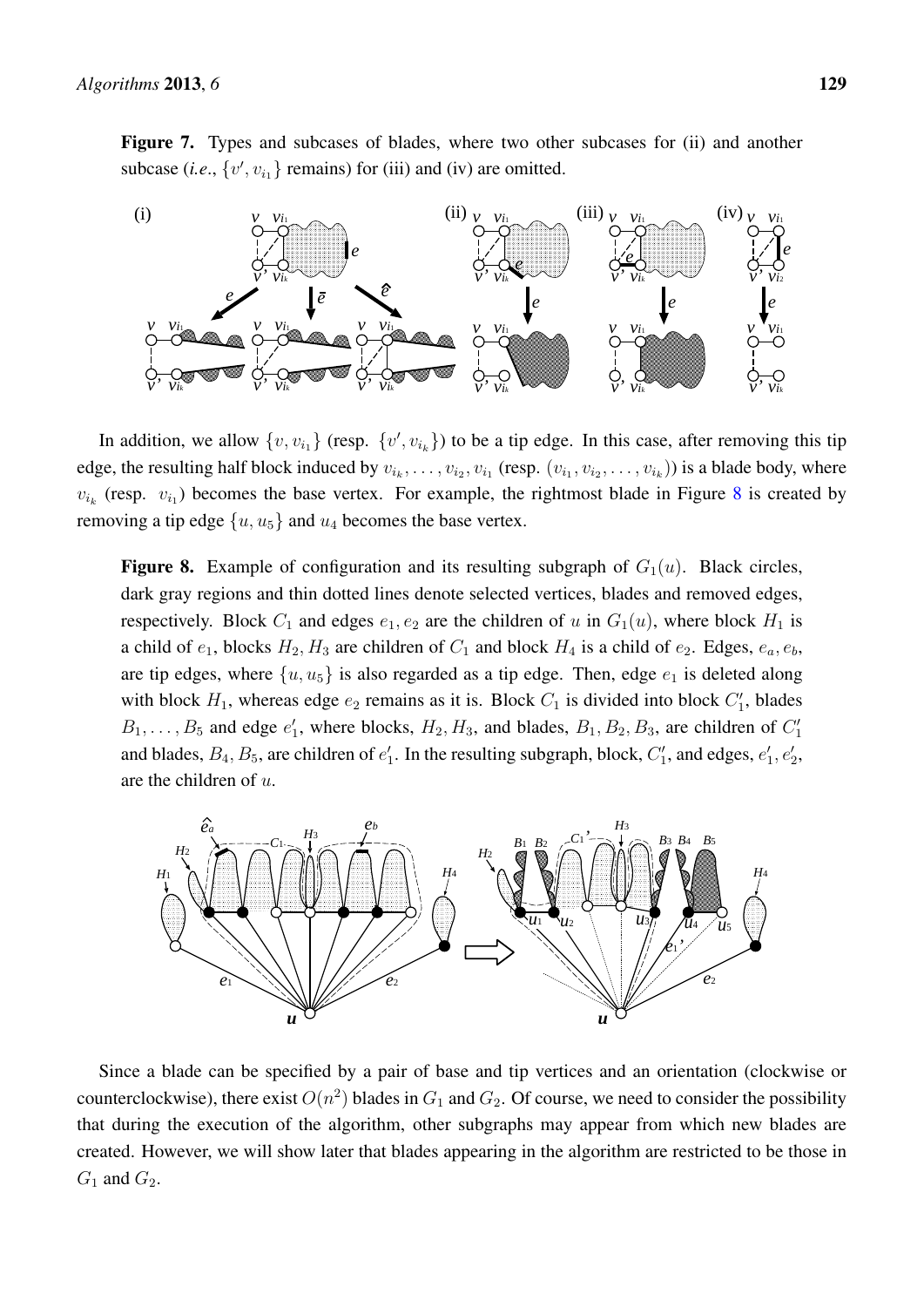**Figure 7.** Types and subcases of blades, where two other subcases for (ii) and another subcase (*i.e.*, $\{v', v_{i_1}\}$ remains) for (iii) and (iv) are omitted.

In addition, we allow $\{v, v_{i_1}\}$ (resp. $\{v', v_{i_k}\}$) to be a tip edge. In this case, after removing this tip edge, the resulting half block induced by $v_{i_k}, \ldots, v_{i_2}, v_{i_1}$ (resp. $(v_{i_1}, v_{i_2}, \ldots, v_{i_k})$) is a blade body, where $v_{i_k}$ (resp. $v_{i_1}$) becomes the base vertex. For example, the rightmost blade in Figure 8 is created by removing a tip edge $\{u, u_5\}$ and $u_4$ becomes the base vertex.

**Figure 8.** Example of configuration and its resulting subgraph of $G_1(u)$. Black circles, dark gray regions and thin dotted lines denote selected vertices, blades and removed edges, respectively. Block $C_1$ and edges $e_1, e_2$ are the children of $u$ in $G_1(u)$, where block $H_1$ is a child of $e_1$, blocks $H_2, H_3$ are children of $C_1$ and block $H_4$ is a child of $e_2$. Edges, $e_a, e_b$, are tip edges, where $\{u, u_5\}$ is also regarded as a tip edge. Then, edge $e_1$ is deleted along with block $H_1$, whereas edge $e_2$ remains as it is. Block $C_1$ is divided into block $C_1'$, blades $B_1, \ldots, B_5$ and edge $e_1'$, where blocks, $H_2, H_3$, and blades, $B_1, B_2, B_3$, are children of $C_1'$ and blades, $B_4, B_5$, are children of $e_1'$. In the resulting subgraph, block, $C_1'$, and edges, $e_1', e_2'$, are the children of $u$.

Since a blade can be specified by a pair of base and tip vertices and an orientation (clockwise or counterclockwise), there exist $O(n^2)$ blades in $G_1$ and $G_2$. Of course, we need to consider the possibility that during the execution of the algorithm, other subgraphs may appear from which new blades are created. However, we will show later that blades appearing in the algorithm are restricted to be those in $G_1$ and $G_2$.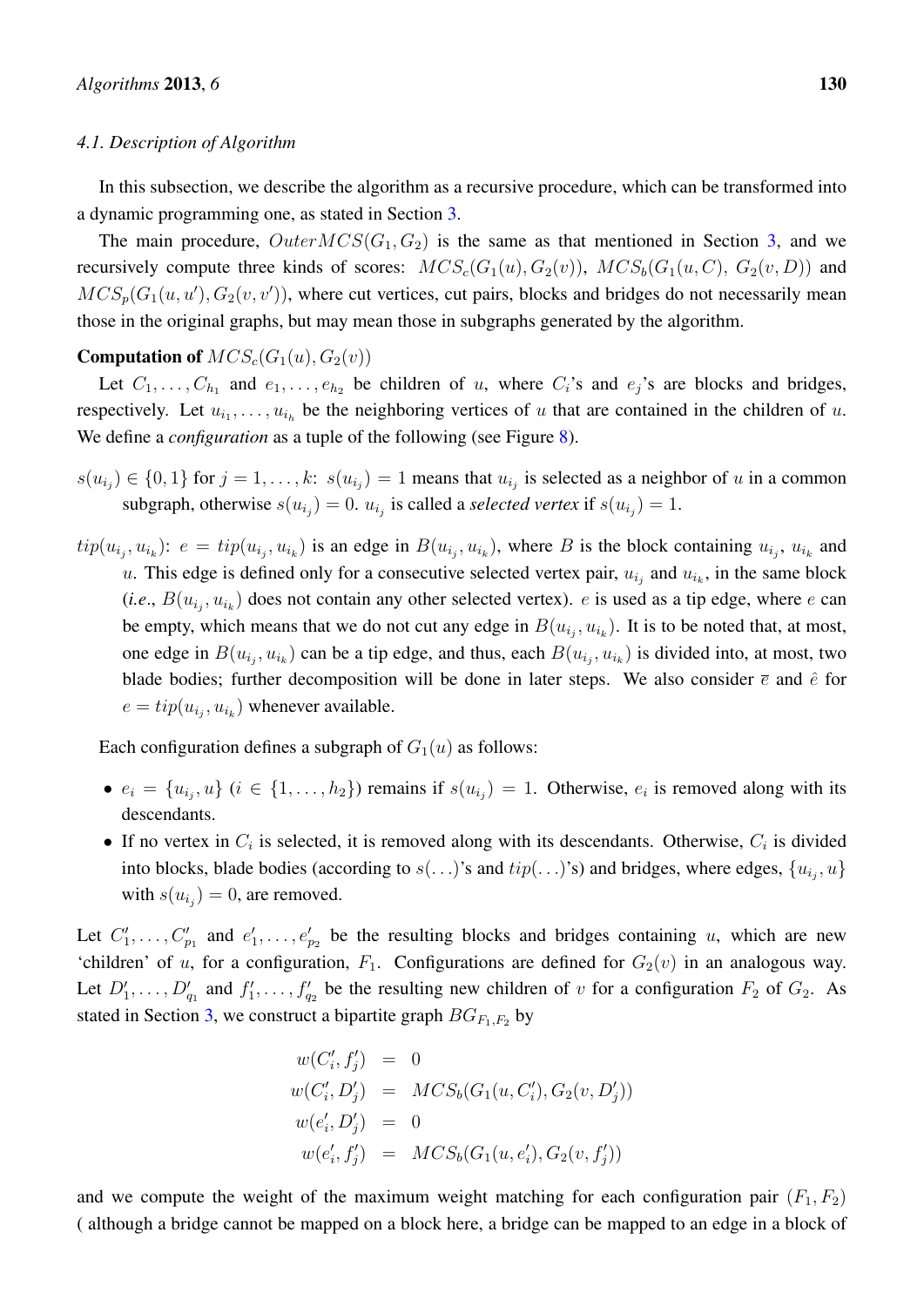### 4.1. Description of Algorithm

In this subsection, we describe the algorithm as a recursive procedure, which can be transformed into a dynamic programming one, as stated in Section 3.

The main procedure, $OuterMCS(G_1, G_2)$ is the same as that mentioned in Section 3, and we recursively compute three kinds of scores: $MCS_c(G_1(u), G_2(v))$, $MCS_b(G_1(u, C), G_2(v, D))$ and $MCS_p(G_1(u, u'), G_2(v, v'))$, where cut vertices, cut pairs, blocks and bridges do not necessarily mean those in the original graphs, but may mean those in subgraphs generated by the algorithm.

**Computation of** $MCS_c(G_1(u), G_2(v))$

Let $C_1, \ldots, C_{h_1}$ and $e_1, \ldots, e_{h_2}$ be children of $u$, where $C_i$'s and $e_j$'s are blocks and bridges, respectively. Let $u_{i_1}, \ldots, u_{i_h}$ be the neighboring vertices of $u$ that are contained in the children of $u$. We define a *configuration* as a tuple of the following (see Figure 8).

$s(u_{i_j}) \in \{0, 1\}$ for $j = 1, \ldots, k$: $s(u_{i_j}) = 1$ means that $u_{i_j}$ is selected as a neighbor of $u$ in a common subgraph, otherwise $s(u_{i_j}) = 0$. $u_{i_j}$ is called a *selected vertex* if $s(u_{i_j}) = 1$.

$tip(u_{i_j}, u_{i_k})$: $e = tip(u_{i_j}, u_{i_k})$ is an edge in $B(u_{i_j}, u_{i_k})$, where $B$ is the block containing $u_{i_j}$, $u_{i_k}$ and $u$. This edge is defined only for a consecutive selected vertex pair, $u_{i_j}$ and $u_{i_k}$, in the same block (*i.e.*, $B(u_{i_j}, u_{i_k})$ does not contain any other selected vertex). $e$ is used as a tip edge, where $e$ can be empty, which means that we do not cut any edge in $B(u_{i_j}, u_{i_k})$. It is to be noted that, at most, one edge in $B(u_{i_j}, u_{i_k})$ can be a tip edge, and thus, each $B(u_{i_j}, u_{i_k})$ is divided into, at most, two blade bodies; further decomposition will be done in later steps. We also consider $\overline{e}$ and $\hat{e}$ for $e = tip(u_{i_j}, u_{i_k})$ whenever available.

Each configuration defines a subgraph of $G_1(u)$ as follows:

- $e_i = \{u_{i_j}, u\}$ ($i \in \{1, \ldots, h_2\}$) remains if $s(u_{i_j}) = 1$. Otherwise, $e_i$ is removed along with its descendants.
- If no vertex in $C_i$ is selected, it is removed along with its descendants. Otherwise, $C_i$ is divided into blocks, blade bodies (according to $s(\ldots)$'s and $tip(\ldots)$'s) and bridges, where edges, $\{u_{i_j}, u\}$ with $s(u_{i_j}) = 0$, are removed.

Let $C'_1, \ldots, C'_{p_1}$ and $e'_1, \ldots, e'_{p_2}$ be the resulting blocks and bridges containing $u$, which are new 'children' of $u$, for a configuration, $F_1$. Configurations are defined for $G_2(v)$ in an analogous way. Let $D'_1, \ldots, D'_{q_1}$ and $f'_1, \ldots, f'_{q_2}$ be the resulting new children of $v$ for a configuration $F_2$ of $G_2$. As stated in Section 3, we construct a bipartite graph $BG_{F_1,F_2}$ by

$$
\begin{aligned}
w(C'_i, f'_j) &= 0 \\
w(C'_i, D'_j) &= MCS_b(G_1(u, C'_i), G_2(v, D'_j)) \\
w(e'_i, D'_j) &= 0 \\
w(e'_i, f'_j) &= MCS_b(G_1(u, e'_i), G_2(v, f'_j))
\end{aligned}
$$

and we compute the weight of the maximum weight matching for each configuration pair $(F_1, F_2)$ ( although a bridge cannot be mapped on a block here, a bridge can be mapped to an edge in a block of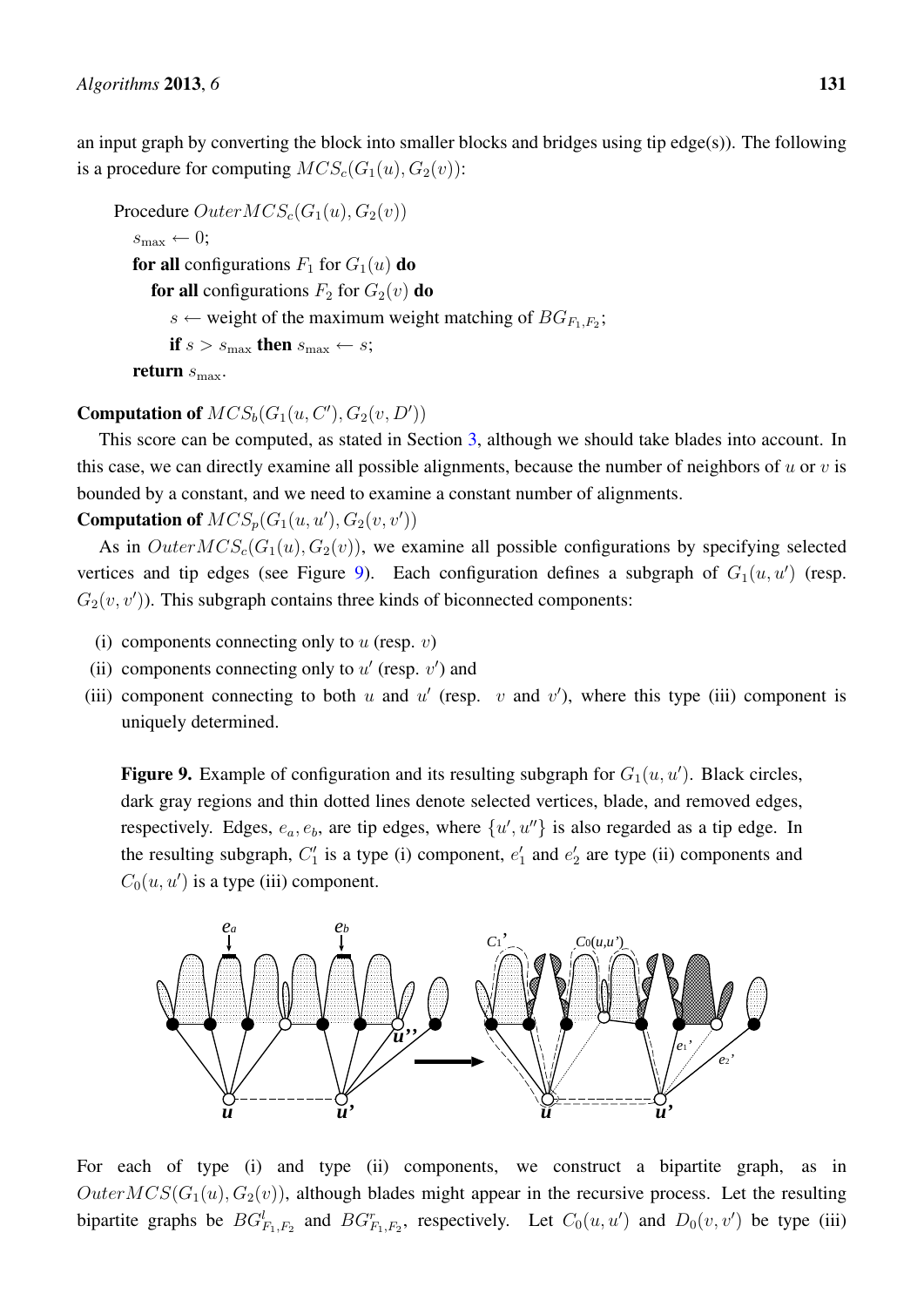an input graph by converting the block into smaller blocks and bridges using tip edge(s)). The following is a procedure for computing $MCS_c(G_1(u), G_2(v))$:

```
Procedure OuterMCS_c(G_1(u), G_2(v))
  s_max ← 0;
  for all configurations F_1 for G_1(u) do
    for all configurations F_2 for G_2(v) do
      s ← weight of the maximum weight matching of BG_{F_1,F_2};
      if s > s_max then s_max ← s;
  return s_max.
```

**Computation of** $MCS_b(G_1(u, C'), G_2(v, D'))$

This score can be computed, as stated in Section 3, although we should take blades into account. In this case, we can directly examine all possible alignments, because the number of neighbors of $u$ or $v$ is bounded by a constant, and we need to examine a constant number of alignments.

**Computation of** $MCS_p(G_1(u, u'), G_2(v, v'))$

As in $OuterMCS_c(G_1(u), G_2(v))$, we examine all possible configurations by specifying selected vertices and tip edges (see Figure 9). Each configuration defines a subgraph of $G_1(u, u')$ (resp. $G_2(v, v')$). This subgraph contains three kinds of biconnected components:

(i) components connecting only to $u$ (resp. $v$)
(ii) components connecting only to $u'$ (resp. $v'$) and
(iii) component connecting to both $u$ and $u'$ (resp. $v$ and $v'$), where this type (iii) component is uniquely determined.

**Figure 9.** Example of configuration and its resulting subgraph for $G_1(u, u')$. Black circles, dark gray regions and thin dotted lines denote selected vertices, blade, and removed edges, respectively. Edges, $e_a, e_b$, are tip edges, where $\{u', u''\}$ is also regarded as a tip edge. In the resulting subgraph, $C_1'$ is a type (i) component, $e_1'$ and $e_2'$ are type (ii) components and $C_0(u, u')$ is a type (iii) component.

For each of type (i) and type (ii) components, we construct a bipartite graph, as in $OuterMCS(G_1(u), G_2(v))$, although blades might appear in the recursive process. Let the resulting bipartite graphs be $BG^l_{F_1,F_2}$ and $BG^r_{F_1,F_2}$, respectively. Let $C_0(u, u')$ and $D_0(v, v')$ be type (iii)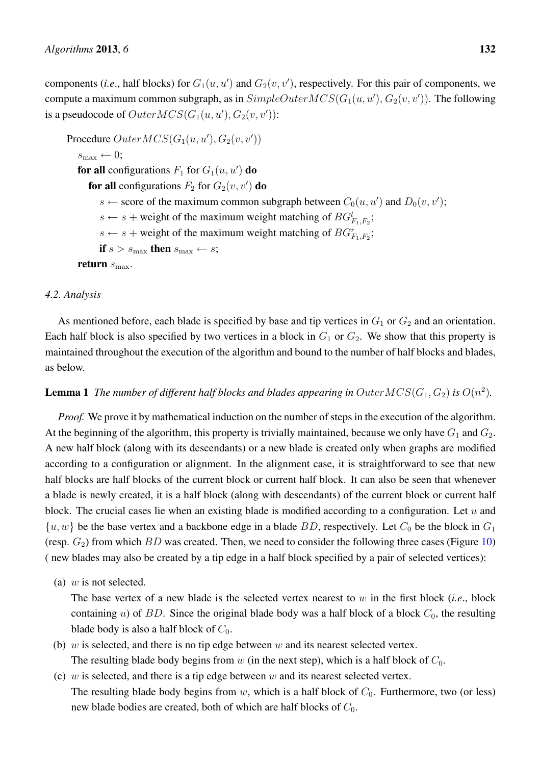components (*i.e.*, half blocks) for $G_1(u, u')$ and $G_2(v, v')$, respectively. For this pair of components, we compute a maximum common subgraph, as in $SimpleOuterMCS(G_1(u, u'), G_2(v, v'))$. The following is a pseudocode of $OuterMCS(G_1(u, u'), G_2(v, v'))$:

Procedure $OuterMCS(G_1(u, u'), G_2(v, v'))$
  $s_{\max} \leftarrow 0$;
  **for all** configurations $F_1$ for $G_1(u, u')$ **do**
    **for all** configurations $F_2$ for $G_2(v, v')$ **do**
      $s \leftarrow$ score of the maximum common subgraph between $C_0(u, u')$ and $D_0(v, v')$;
      $s \leftarrow s +$ weight of the maximum weight matching of $BG^l_{F_1,F_2}$;
      $s \leftarrow s +$ weight of the maximum weight matching of $BG^r_{F_1,F_2}$;
      **if** $s > s_{\max}$ **then** $s_{\max} \leftarrow s$;
  **return** $s_{\max}$.

### 4.2. Analysis

As mentioned before, each blade is specified by base and tip vertices in $G_1$ or $G_2$ and an orientation. Each half block is also specified by two vertices in a block in $G_1$ or $G_2$. We show that this property is maintained throughout the execution of the algorithm and bound to the number of half blocks and blades, as below.

**Lemma 1** *The number of different half blocks and blades appearing in $OuterMCS(G_1, G_2)$ is $O(n^2)$.*

*Proof.* We prove it by mathematical induction on the number of steps in the execution of the algorithm. At the beginning of the algorithm, this property is trivially maintained, because we only have $G_1$ and $G_2$. A new half block (along with its descendants) or a new blade is created only when graphs are modified according to a configuration or alignment. In the alignment case, it is straightforward to see that new half blocks are half blocks of the current block or current half block. It can also be seen that whenever a blade is newly created, it is a half block (along with descendants) of the current block or current half block. The crucial cases lie when an existing blade is modified according to a configuration. Let $u$ and $\{u, w\}$ be the base vertex and a backbone edge in a blade $BD$, respectively. Let $C_0$ be the block in $G_1$ (resp. $G_2$) from which $BD$ was created. Then, we need to consider the following three cases (Figure 10) ( new blades may also be created by a tip edge in a half block specified by a pair of selected vertices):

(a) $w$ is not selected.
The base vertex of a new blade is the selected vertex nearest to $w$ in the first block (*i.e.*, block containing $u$) of $BD$. Since the original blade body was a half block of a block $C_0$, the resulting blade body is also a half block of $C_0$.

(b) $w$ is selected, and there is no tip edge between $w$ and its nearest selected vertex.
The resulting blade body begins from $w$ (in the next step), which is a half block of $C_0$.

(c) $w$ is selected, and there is a tip edge between $w$ and its nearest selected vertex.
The resulting blade body begins from $w$, which is a half block of $C_0$. Furthermore, two (or less) new blade bodies are created, both of which are half blocks of $C_0$.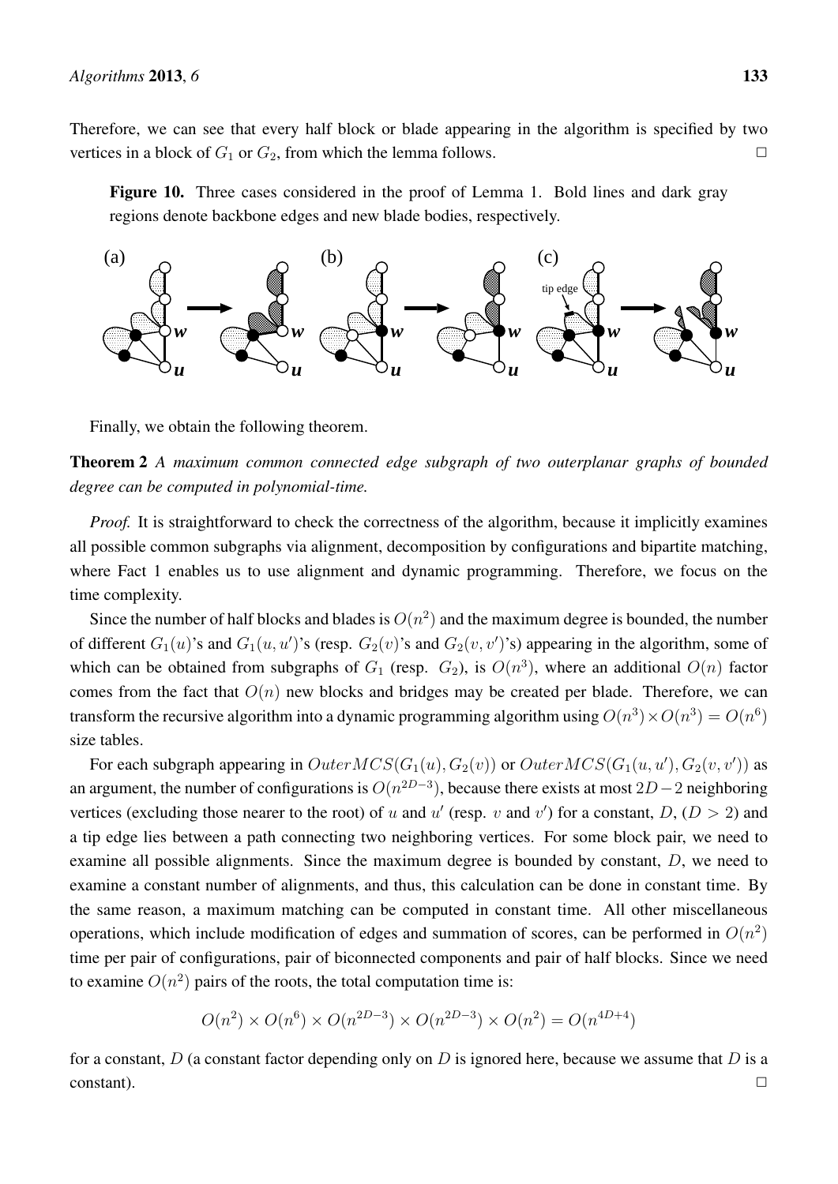Therefore, we can see that every half block or blade appearing in the algorithm is specified by two vertices in a block of $G_1$ or $G_2$, from which the lemma follows. □

**Figure 10.** Three cases considered in the proof of Lemma 1. Bold lines and dark gray regions denote backbone edges and new blade bodies, respectively.

Finally, we obtain the following theorem.

**Theorem 2** *A maximum common connected edge subgraph of two outerplanar graphs of bounded degree can be computed in polynomial-time.*

*Proof.* It is straightforward to check the correctness of the algorithm, because it implicitly examines all possible common subgraphs via alignment, decomposition by configurations and bipartite matching, where Fact 1 enables us to use alignment and dynamic programming. Therefore, we focus on the time complexity.

Since the number of half blocks and blades is $O(n^2)$ and the maximum degree is bounded, the number of different $G_1(u)$'s and $G_1(u, u')$'s (resp. $G_2(v)$'s and $G_2(v, v')$'s) appearing in the algorithm, some of which can be obtained from subgraphs of $G_1$ (resp. $G_2$), is $O(n^3)$, where an additional $O(n)$ factor comes from the fact that $O(n)$ new blocks and bridges may be created per blade. Therefore, we can transform the recursive algorithm into a dynamic programming algorithm using $O(n^3) \times O(n^3) = O(n^6)$ size tables.

For each subgraph appearing in $OuterMCS(G_1(u), G_2(v))$ or $OuterMCS(G_1(u, u'), G_2(v, v'))$ as an argument, the number of configurations is $O(n^{2D-3})$, because there exists at most $2D - 2$ neighboring vertices (excluding those nearer to the root) of $u$ and $u'$ (resp. $v$ and $v'$) for a constant, $D$, ($D > 2$) and a tip edge lies between a path connecting two neighboring vertices. For some block pair, we need to examine all possible alignments. Since the maximum degree is bounded by constant, $D$, we need to examine a constant number of alignments, and thus, this calculation can be done in constant time. By the same reason, a maximum matching can be computed in constant time. All other miscellaneous operations, which include modification of edges and summation of scores, can be performed in $O(n^2)$ time per pair of configurations, pair of biconnected components and pair of half blocks. Since we need to examine $O(n^2)$ pairs of the roots, the total computation time is:

$$O(n^2) \times O(n^6) \times O(n^{2D-3}) \times O(n^{2D-3}) \times O(n^2) = O(n^{4D+4})$$

for a constant, $D$ (a constant factor depending only on $D$ is ignored here, because we assume that $D$ is a constant). □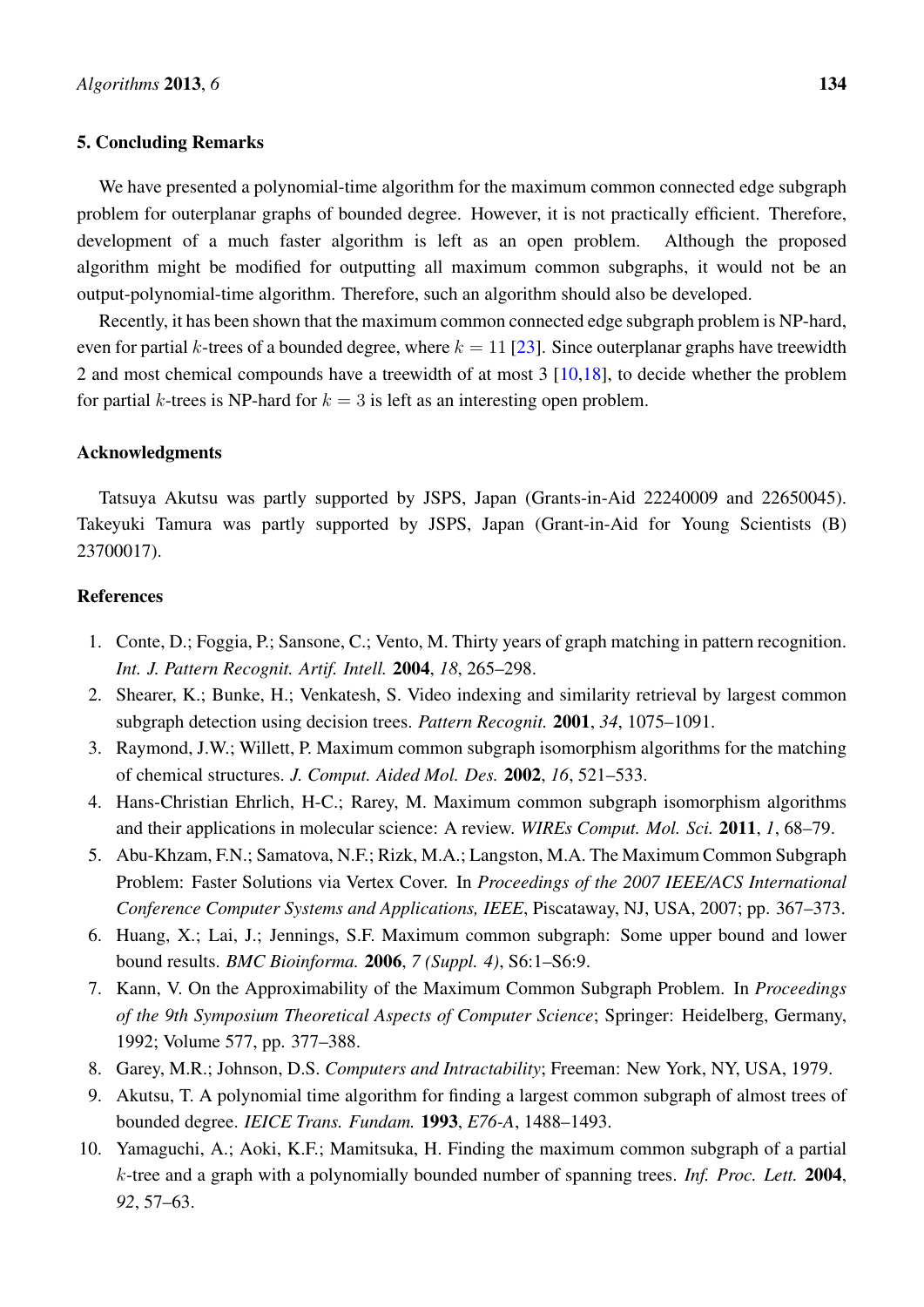## 5. Concluding Remarks

We have presented a polynomial-time algorithm for the maximum common connected edge subgraph problem for outerplanar graphs of bounded degree. However, it is not practically efficient. Therefore, development of a much faster algorithm is left as an open problem. Although the proposed algorithm might be modified for outputting all maximum common subgraphs, it would not be an output-polynomial-time algorithm. Therefore, such an algorithm should also be developed.

Recently, it has been shown that the maximum common connected edge subgraph problem is NP-hard, even for partial $k$-trees of a bounded degree, where $k = 11$ [23]. Since outerplanar graphs have treewidth 2 and most chemical compounds have a treewidth of at most 3 [10,18], to decide whether the problem for partial $k$-trees is NP-hard for $k = 3$ is left as an interesting open problem.

## Acknowledgments

Tatsuya Akutsu was partly supported by JSPS, Japan (Grants-in-Aid 22240009 and 22650045). Takeyuki Tamura was partly supported by JSPS, Japan (Grant-in-Aid for Young Scientists (B) 23700017).

## References

1. Conte, D.; Foggia, P.; Sansone, C.; Vento, M. Thirty years of graph matching in pattern recognition. *Int. J. Pattern Recognit. Artif. Intell.* **2004**, *18*, 265–298.
2. Shearer, K.; Bunke, H.; Venkatesh, S. Video indexing and similarity retrieval by largest common subgraph detection using decision trees. *Pattern Recognit.* **2001**, *34*, 1075–1091.
3. Raymond, J.W.; Willett, P. Maximum common subgraph isomorphism algorithms for the matching of chemical structures. *J. Comput. Aided Mol. Des.* **2002**, *16*, 521–533.
4. Hans-Christian Ehrlich, H-C.; Rarey, M. Maximum common subgraph isomorphism algorithms and their applications in molecular science: A review. *WIREs Comput. Mol. Sci.* **2011**, *1*, 68–79.
5. Abu-Khzam, F.N.; Samatova, N.F.; Rizk, M.A.; Langston, M.A. The Maximum Common Subgraph Problem: Faster Solutions via Vertex Cover. In *Proceedings of the 2007 IEEE/ACS International Conference Computer Systems and Applications, IEEE*, Piscataway, NJ, USA, 2007; pp. 367–373.
6. Huang, X.; Lai, J.; Jennings, S.F. Maximum common subgraph: Some upper bound and lower bound results. *BMC Bioinforma.* **2006**, *7 (Suppl. 4)*, S6:1–S6:9.
7. Kann, V. On the Approximability of the Maximum Common Subgraph Problem. In *Proceedings of the 9th Symposium Theoretical Aspects of Computer Science*; Springer: Heidelberg, Germany, 1992; Volume 577, pp. 377–388.
8. Garey, M.R.; Johnson, D.S. *Computers and Intractability*; Freeman: New York, NY, USA, 1979.
9. Akutsu, T. A polynomial time algorithm for finding a largest common subgraph of almost trees of bounded degree. *IEICE Trans. Fundam.* **1993**, *E76-A*, 1488–1493.
10. Yamaguchi, A.; Aoki, K.F.; Mamitsuka, H. Finding the maximum common subgraph of a partial $k$-tree and a graph with a polynomially bounded number of spanning trees. *Inf. Proc. Lett.* **2004**, *92*, 57–63.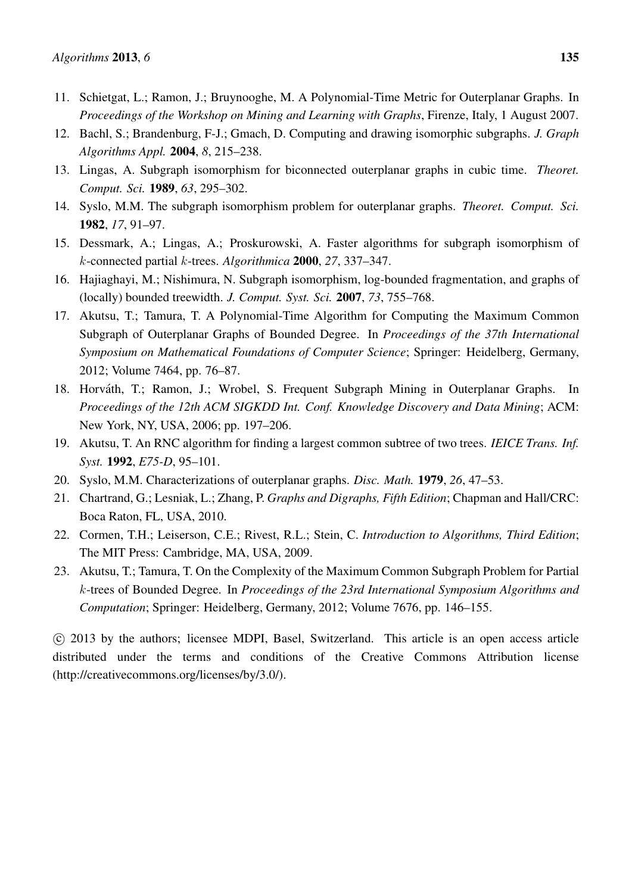11. Schietgat, L.; Ramon, J.; Bruynooghe, M. A Polynomial-Time Metric for Outerplanar Graphs. In *Proceedings of the Workshop on Mining and Learning with Graphs*, Firenze, Italy, 1 August 2007.
12. Bachl, S.; Brandenburg, F-J.; Gmach, D. Computing and drawing isomorphic subgraphs. *J. Graph Algorithms Appl.* **2004**, *8*, 215–238.
13. Lingas, A. Subgraph isomorphism for biconnected outerplanar graphs in cubic time. *Theoret. Comput. Sci.* **1989**, *63*, 295–302.
14. Syslo, M.M. The subgraph isomorphism problem for outerplanar graphs. *Theoret. Comput. Sci.* **1982**, *17*, 91–97.
15. Dessmark, A.; Lingas, A.; Proskurowski, A. Faster algorithms for subgraph isomorphism of $k$-connected partial $k$-trees. *Algorithmica* **2000**, *27*, 337–347.
16. Hajiaghayi, M.; Nishimura, N. Subgraph isomorphism, log-bounded fragmentation, and graphs of (locally) bounded treewidth. *J. Comput. Syst. Sci.* **2007**, *73*, 755–768.
17. Akutsu, T.; Tamura, T. A Polynomial-Time Algorithm for Computing the Maximum Common Subgraph of Outerplanar Graphs of Bounded Degree. In *Proceedings of the 37th International Symposium on Mathematical Foundations of Computer Science*; Springer: Heidelberg, Germany, 2012; Volume 7464, pp. 76–87.
18. Horváth, T.; Ramon, J.; Wrobel, S. Frequent Subgraph Mining in Outerplanar Graphs. In *Proceedings of the 12th ACM SIGKDD Int. Conf. Knowledge Discovery and Data Mining*; ACM: New York, NY, USA, 2006; pp. 197–206.
19. Akutsu, T. An RNC algorithm for finding a largest common subtree of two trees. *IEICE Trans. Inf. Syst.* **1992**, *E75-D*, 95–101.
20. Syslo, M.M. Characterizations of outerplanar graphs. *Disc. Math.* **1979**, *26*, 47–53.
21. Chartrand, G.; Lesniak, L.; Zhang, P. *Graphs and Digraphs, Fifth Edition*; Chapman and Hall/CRC: Boca Raton, FL, USA, 2010.
22. Cormen, T.H.; Leiserson, C.E.; Rivest, R.L.; Stein, C. *Introduction to Algorithms, Third Edition*; The MIT Press: Cambridge, MA, USA, 2009.
23. Akutsu, T.; Tamura, T. On the Complexity of the Maximum Common Subgraph Problem for Partial $k$-trees of Bounded Degree. In *Proceedings of the 23rd International Symposium Algorithms and Computation*; Springer: Heidelberg, Germany, 2012; Volume 7676, pp. 146–155.

© 2013 by the authors; licensee MDPI, Basel, Switzerland. This article is an open access article distributed under the terms and conditions of the Creative Commons Attribution license (http://creativecommons.org/licenses/by/3.0/).